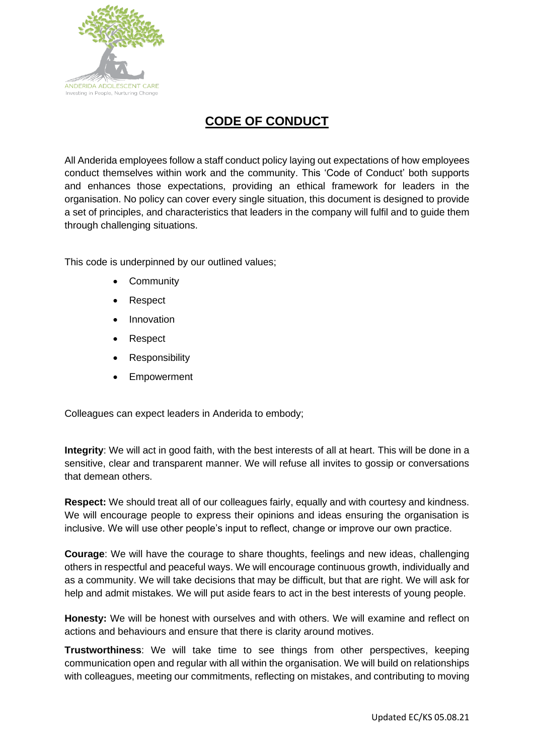# CODE OF CONDUCT

All Anderida employees follow a staff conduct policy laying out expectations of how employees conduct themselves within work and the community. This 'Code of Conduct' both supports and enhances those expectations, providing an ethical framework for leaders in the organisation. No policy can cover every single situation, this document is designed to provide a set of principles, and characteristics that leaders in the company will fulfil and to guide them through challenging situations.

This code is underpinned by our outlined values;

- Community
- Respect
- Innovation
- Respect
- Responsibility
- Empowerment

Colleagues can expect leaders in Anderida to embody;

**Integrity**: We will act in good faith, with the best interests of all at heart. This will be done in a sensitive, clear and transparent manner. We will refuse all invites to gossip or conversations that demean others.

**Respect:** We should treat all of our colleagues fairly, equally and with courtesy and kindness. We will encourage people to express their opinions and ideas ensuring the organisation is inclusive. We will use other people's input to reflect, change or improve our own practice.

**Courage**: We will have the courage to share thoughts, feelings and new ideas, challenging others in respectful and peaceful ways. We will encourage continuous growth, individually and as a community. We will take decisions that may be difficult, but that are right. We will ask for help and admit mistakes. We will put aside fears to act in the best interests of young people.

**Honesty:** We will be honest with ourselves and with others. We will examine and reflect on actions and behaviours and ensure that there is clarity around motives.

**Trustworthiness**: We will take time to see things from other perspectives, keeping communication open and regular with all within the organisation. We will build on relationships with colleagues, meeting our commitments, reflecting on mistakes, and contributing to moving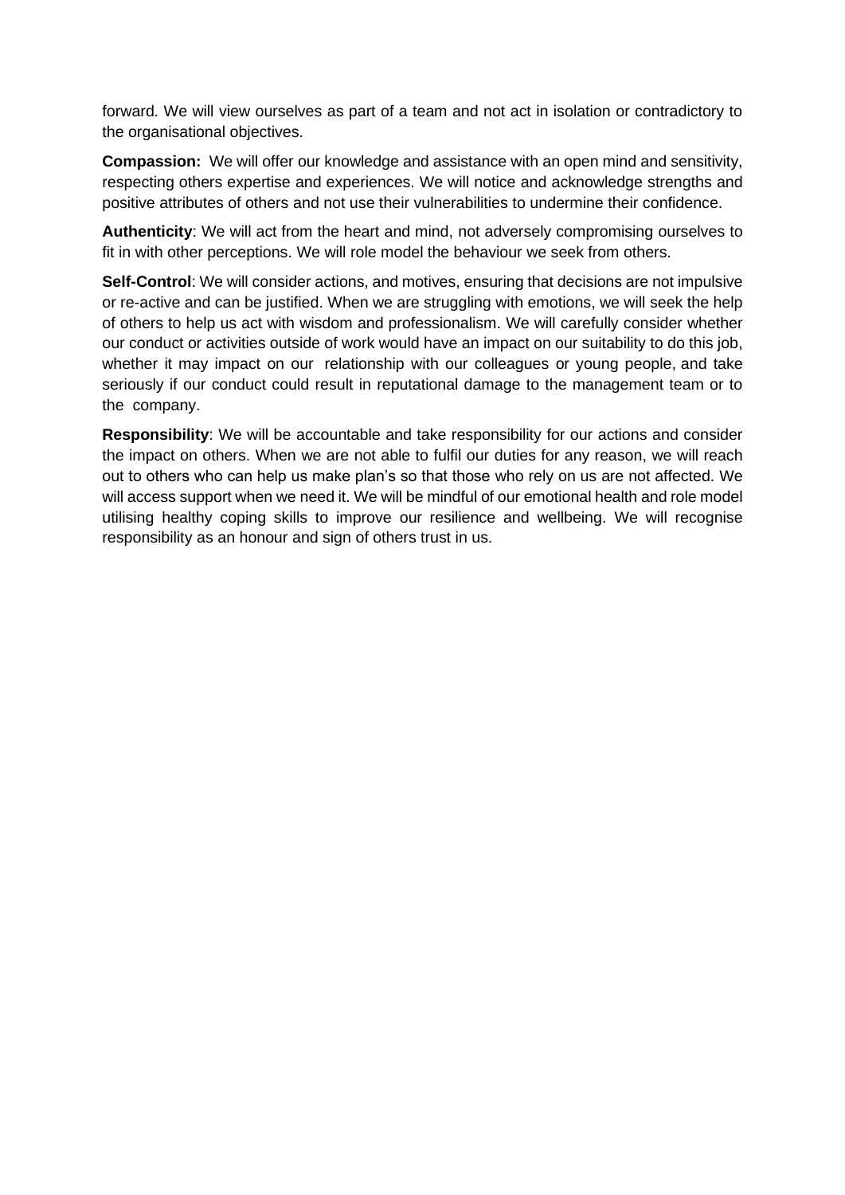forward. We will view ourselves as part of a team and not act in isolation or contradictory to the organisational objectives.

**Compassion:** We will offer our knowledge and assistance with an open mind and sensitivity, respecting others expertise and experiences. We will notice and acknowledge strengths and positive attributes of others and not use their vulnerabilities to undermine their confidence.

**Authenticity**: We will act from the heart and mind, not adversely compromising ourselves to fit in with other perceptions. We will role model the behaviour we seek from others.

**Self-Control**: We will consider actions, and motives, ensuring that decisions are not impulsive or re-active and can be justified. When we are struggling with emotions, we will seek the help of others to help us act with wisdom and professionalism. We will carefully consider whether our conduct or activities outside of work would have an impact on our suitability to do this job, whether it may impact on our relationship with our colleagues or young people, and take seriously if our conduct could result in reputational damage to the management team or to the company.

**Responsibility**: We will be accountable and take responsibility for our actions and consider the impact on others. When we are not able to fulfil our duties for any reason, we will reach out to others who can help us make plan's so that those who rely on us are not affected. We will access support when we need it. We will be mindful of our emotional health and role model utilising healthy coping skills to improve our resilience and wellbeing. We will recognise responsibility as an honour and sign of others trust in us.